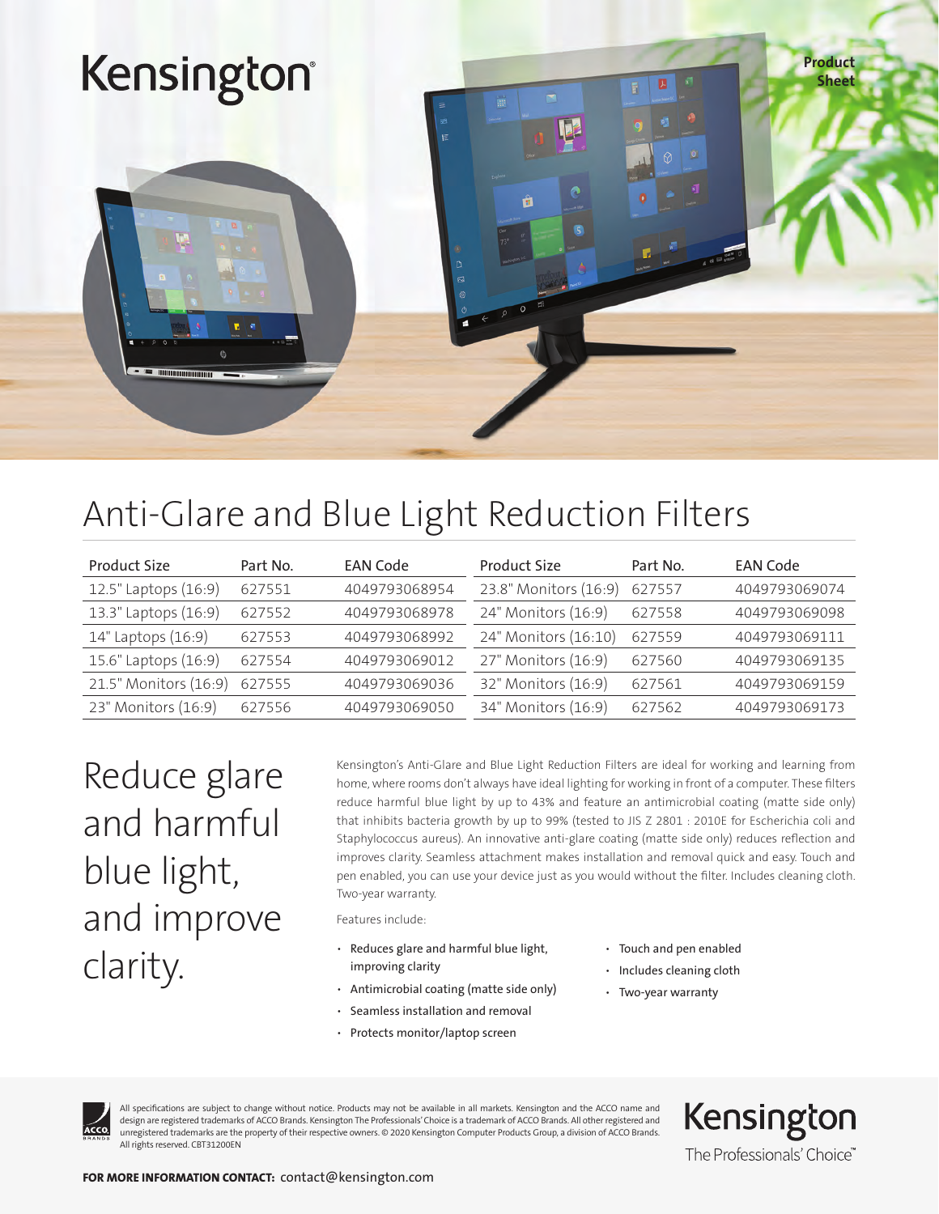Kensington®

Product Sheet

# Anti-Glare and Blue Light Reduction Filters

| Product Size | Part No. | EAN Code | Product Size | Part No. | EAN Code |
|---|---|---|---|---|---|
| 12.5" Laptops (16:9) | 627551 | 4049793068954 | 23.8" Monitors (16:9) | 627557 | 4049793069074 |
| 13.3" Laptops (16:9) | 627552 | 4049793068978 | 24" Monitors (16:9) | 627558 | 4049793069098 |
| 14" Laptops (16:9) | 627553 | 4049793068992 | 24" Monitors (16:10) | 627559 | 4049793069111 |
| 15.6" Laptops (16:9) | 627554 | 4049793069012 | 27" Monitors (16:9) | 627560 | 4049793069135 |
| 21.5" Monitors (16:9) | 627555 | 4049793069036 | 32" Monitors (16:9) | 627561 | 4049793069159 |
| 23" Monitors (16:9) | 627556 | 4049793069050 | 34" Monitors (16:9) | 627562 | 4049793069173 |

## Reduce glare and harmful blue light, and improve clarity.

Kensington's Anti-Glare and Blue Light Reduction Filters are ideal for working and learning from home, where rooms don't always have ideal lighting for working in front of a computer. These filters reduce harmful blue light by up to 43% and feature an antimicrobial coating (matte side only) that inhibits bacteria growth by up to 99% (tested to JIS Z 2801 : 2010E for Escherichia coli and Staphylococcus aureus). An innovative anti-glare coating (matte side only) reduces reflection and improves clarity. Seamless attachment makes installation and removal quick and easy. Touch and pen enabled, you can use your device just as you would without the filter. Includes cleaning cloth. Two-year warranty.

Features include:

- Reduces glare and harmful blue light, improving clarity
- Antimicrobial coating (matte side only)
- Seamless installation and removal
- Protects monitor/laptop screen
- Touch and pen enabled
- Includes cleaning cloth
- Two-year warranty

All specifications are subject to change without notice. Products may not be available in all markets. Kensington and the ACCO name and design are registered trademarks of ACCO Brands. Kensington The Professionals' Choice is a trademark of ACCO Brands. All other registered and unregistered trademarks are the property of their respective owners. © 2020 Kensington Computer Products Group, a division of ACCO Brands. All rights reserved. CBT31200EN

Kensington

The Professionals' Choice™

**FOR MORE INFORMATION CONTACT:** contact@kensington.com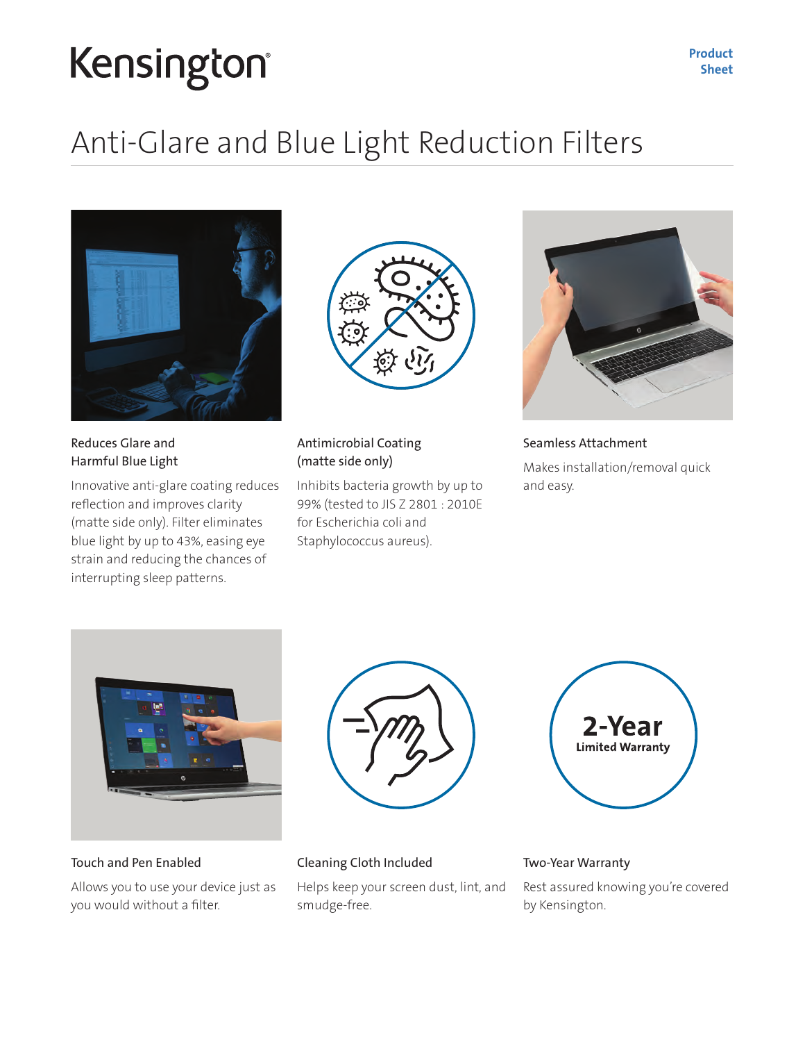Kensington

Product Sheet

# Anti-Glare and Blue Light Reduction Filters

### Reduces Glare and Harmful Blue Light

Innovative anti-glare coating reduces reflection and improves clarity (matte side only). Filter eliminates blue light by up to 43%, easing eye strain and reducing the chances of interrupting sleep patterns.

### Antimicrobial Coating (matte side only)

Inhibits bacteria growth by up to 99% (tested to JIS Z 2801 : 2010E for Escherichia coli and Staphylococcus aureus).

### Seamless Attachment

Makes installation/removal quick and easy.

### Touch and Pen Enabled

Allows you to use your device just as you would without a filter.

### Cleaning Cloth Included

Helps keep your screen dust, lint, and smudge-free.

### Two-Year Warranty

**2-Year Limited Warranty**

Rest assured knowing you're covered by Kensington.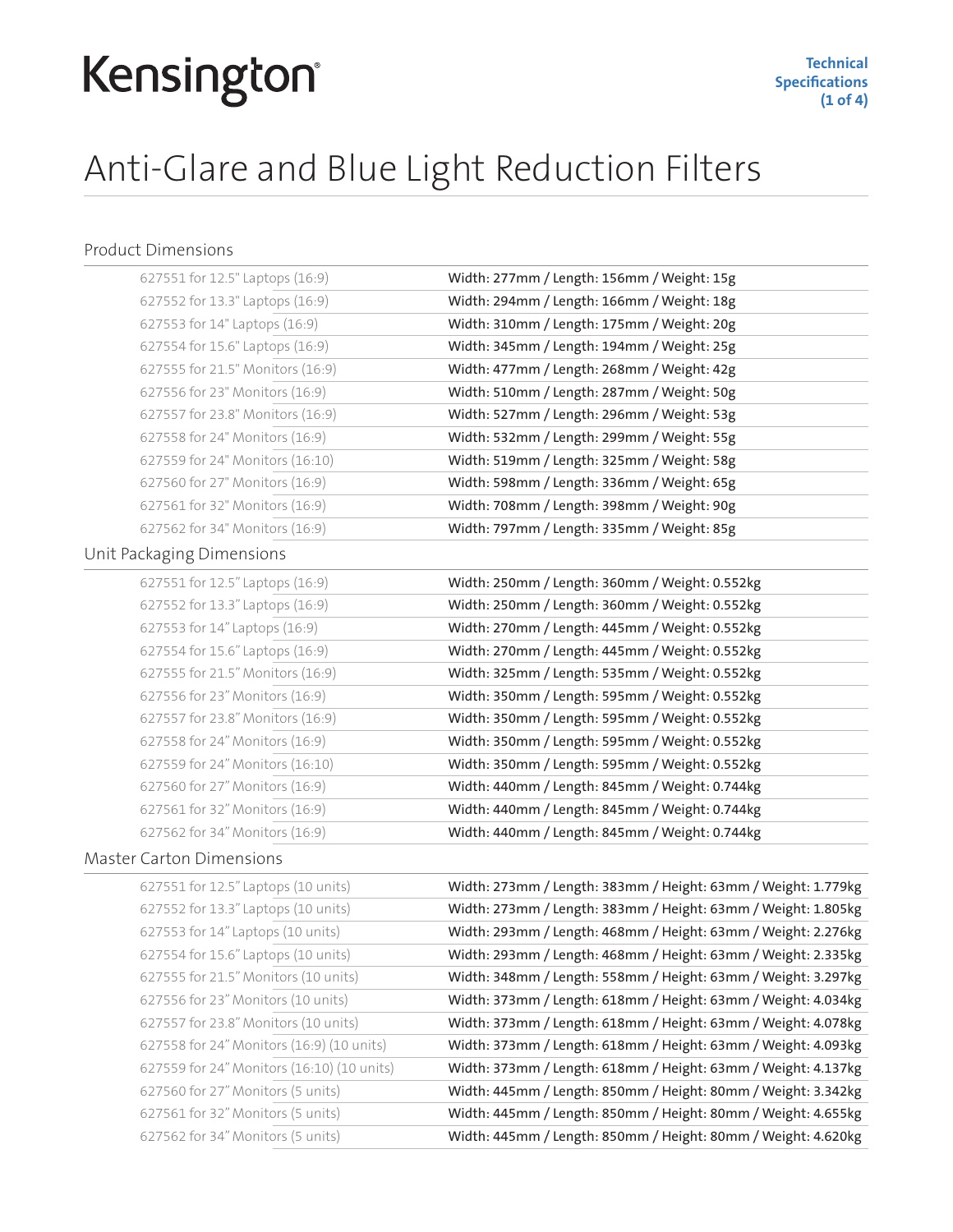# Anti-Glare and Blue Light Reduction Filters

## Product Dimensions

| | |
|---|---|
| 627551 for 12.5" Laptops (16:9) | Width: 277mm / Length: 156mm / Weight: 15g |
| 627552 for 13.3" Laptops (16:9) | Width: 294mm / Length: 166mm / Weight: 18g |
| 627553 for 14" Laptops (16:9) | Width: 310mm / Length: 175mm / Weight: 20g |
| 627554 for 15.6" Laptops (16:9) | Width: 345mm / Length: 194mm / Weight: 25g |
| 627555 for 21.5" Monitors (16:9) | Width: 477mm / Length: 268mm / Weight: 42g |
| 627556 for 23" Monitors (16:9) | Width: 510mm / Length: 287mm / Weight: 50g |
| 627557 for 23.8" Monitors (16:9) | Width: 527mm / Length: 296mm / Weight: 53g |
| 627558 for 24" Monitors (16:9) | Width: 532mm / Length: 299mm / Weight: 55g |
| 627559 for 24" Monitors (16:10) | Width: 519mm / Length: 325mm / Weight: 58g |
| 627560 for 27" Monitors (16:9) | Width: 598mm / Length: 336mm / Weight: 65g |
| 627561 for 32" Monitors (16:9) | Width: 708mm / Length: 398mm / Weight: 90g |
| 627562 for 34" Monitors (16:9) | Width: 797mm / Length: 335mm / Weight: 85g |

## Unit Packaging Dimensions

| | |
|---|---|
| 627551 for 12.5" Laptops (16:9) | Width: 250mm / Length: 360mm / Weight: 0.552kg |
| 627552 for 13.3" Laptops (16:9) | Width: 250mm / Length: 360mm / Weight: 0.552kg |
| 627553 for 14" Laptops (16:9) | Width: 270mm / Length: 445mm / Weight: 0.552kg |
| 627554 for 15.6" Laptops (16:9) | Width: 270mm / Length: 445mm / Weight: 0.552kg |
| 627555 for 21.5" Monitors (16:9) | Width: 325mm / Length: 535mm / Weight: 0.552kg |
| 627556 for 23" Monitors (16:9) | Width: 350mm / Length: 595mm / Weight: 0.552kg |
| 627557 for 23.8" Monitors (16:9) | Width: 350mm / Length: 595mm / Weight: 0.552kg |
| 627558 for 24" Monitors (16:9) | Width: 350mm / Length: 595mm / Weight: 0.552kg |
| 627559 for 24" Monitors (16:10) | Width: 350mm / Length: 595mm / Weight: 0.552kg |
| 627560 for 27" Monitors (16:9) | Width: 440mm / Length: 845mm / Weight: 0.744kg |
| 627561 for 32" Monitors (16:9) | Width: 440mm / Length: 845mm / Weight: 0.744kg |
| 627562 for 34" Monitors (16:9) | Width: 440mm / Length: 845mm / Weight: 0.744kg |

## Master Carton Dimensions

| | |
|---|---|
| 627551 for 12.5" Laptops (10 units) | Width: 273mm / Length: 383mm / Height: 63mm / Weight: 1.779kg |
| 627552 for 13.3" Laptops (10 units) | Width: 273mm / Length: 383mm / Height: 63mm / Weight: 1.805kg |
| 627553 for 14" Laptops (10 units) | Width: 293mm / Length: 468mm / Height: 63mm / Weight: 2.276kg |
| 627554 for 15.6" Laptops (10 units) | Width: 293mm / Length: 468mm / Height: 63mm / Weight: 2.335kg |
| 627555 for 21.5" Monitors (10 units) | Width: 348mm / Length: 558mm / Height: 63mm / Weight: 3.297kg |
| 627556 for 23" Monitors (10 units) | Width: 373mm / Length: 618mm / Height: 63mm / Weight: 4.034kg |
| 627557 for 23.8" Monitors (10 units) | Width: 373mm / Length: 618mm / Height: 63mm / Weight: 4.078kg |
| 627558 for 24" Monitors (16:9) (10 units) | Width: 373mm / Length: 618mm / Height: 63mm / Weight: 4.093kg |
| 627559 for 24" Monitors (16:10) (10 units) | Width: 373mm / Length: 618mm / Height: 63mm / Weight: 4.137kg |
| 627560 for 27" Monitors (5 units) | Width: 445mm / Length: 850mm / Height: 80mm / Weight: 3.342kg |
| 627561 for 32" Monitors (5 units) | Width: 445mm / Length: 850mm / Height: 80mm / Weight: 4.655kg |
| 627562 for 34" Monitors (5 units) | Width: 445mm / Length: 850mm / Height: 80mm / Weight: 4.620kg |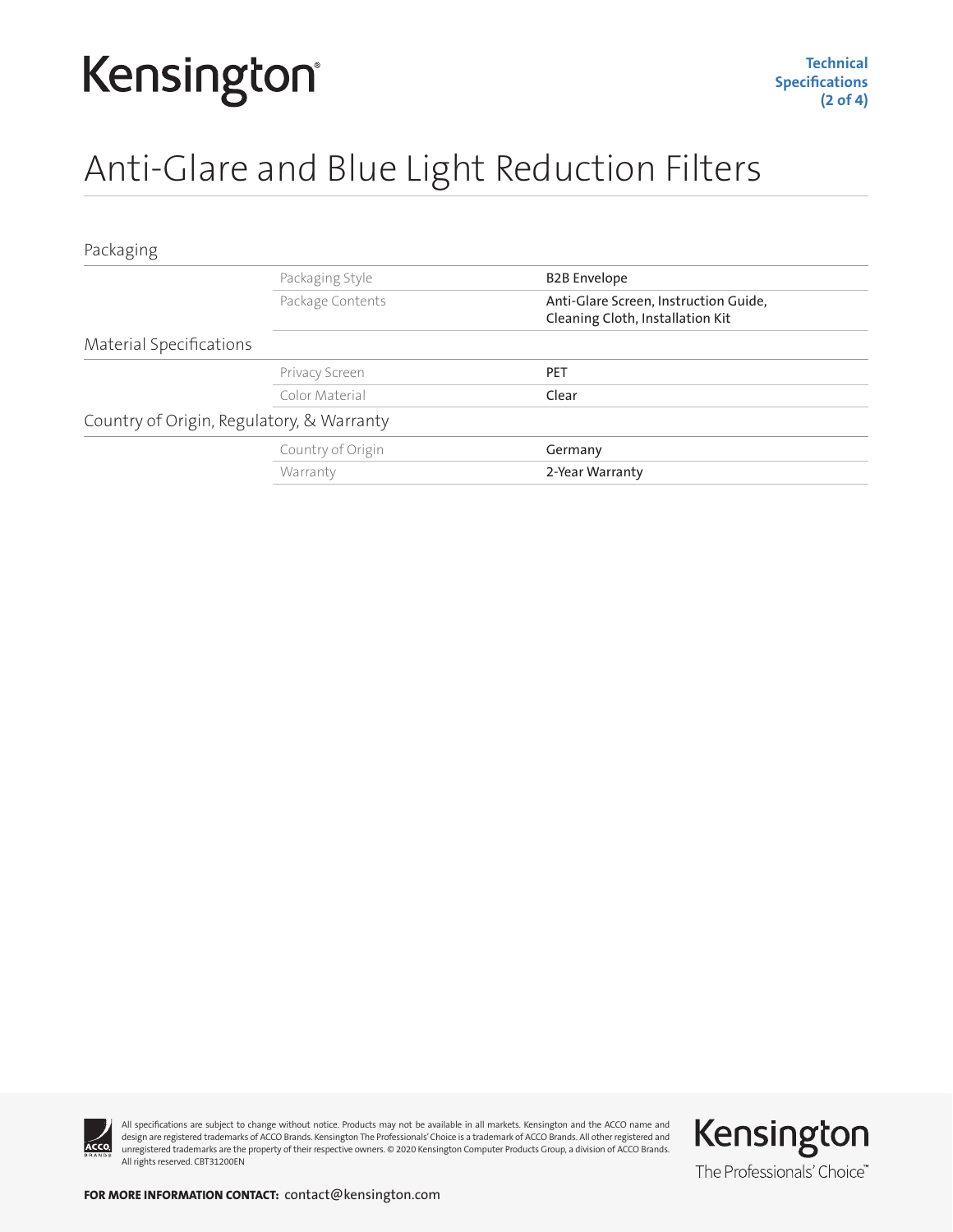# Anti-Glare and Blue Light Reduction Filters

## Packaging

| | | |
|---|---|---|
| | Packaging Style | B2B Envelope |
| | Package Contents | Anti-Glare Screen, Instruction Guide, Cleaning Cloth, Installation Kit |

## Material Specifications

| | | |
|---|---|---|
| | Privacy Screen | PET |
| | Color Material | Clear |

## Country of Origin, Regulatory, & Warranty

| | | |
|---|---|---|
| | Country of Origin | Germany |
| | Warranty | 2-Year Warranty |

All specifications are subject to change without notice. Products may not be available in all markets. Kensington and the ACCO name and design are registered trademarks of ACCO Brands. Kensington The Professionals' Choice is a trademark of ACCO Brands. All other registered and unregistered trademarks are the property of their respective owners. © 2020 Kensington Computer Products Group, a division of ACCO Brands. All rights reserved. CBT31200EN

Kensington
The Professionals' Choice™

**FOR MORE INFORMATION CONTACT:** contact@kensington.com